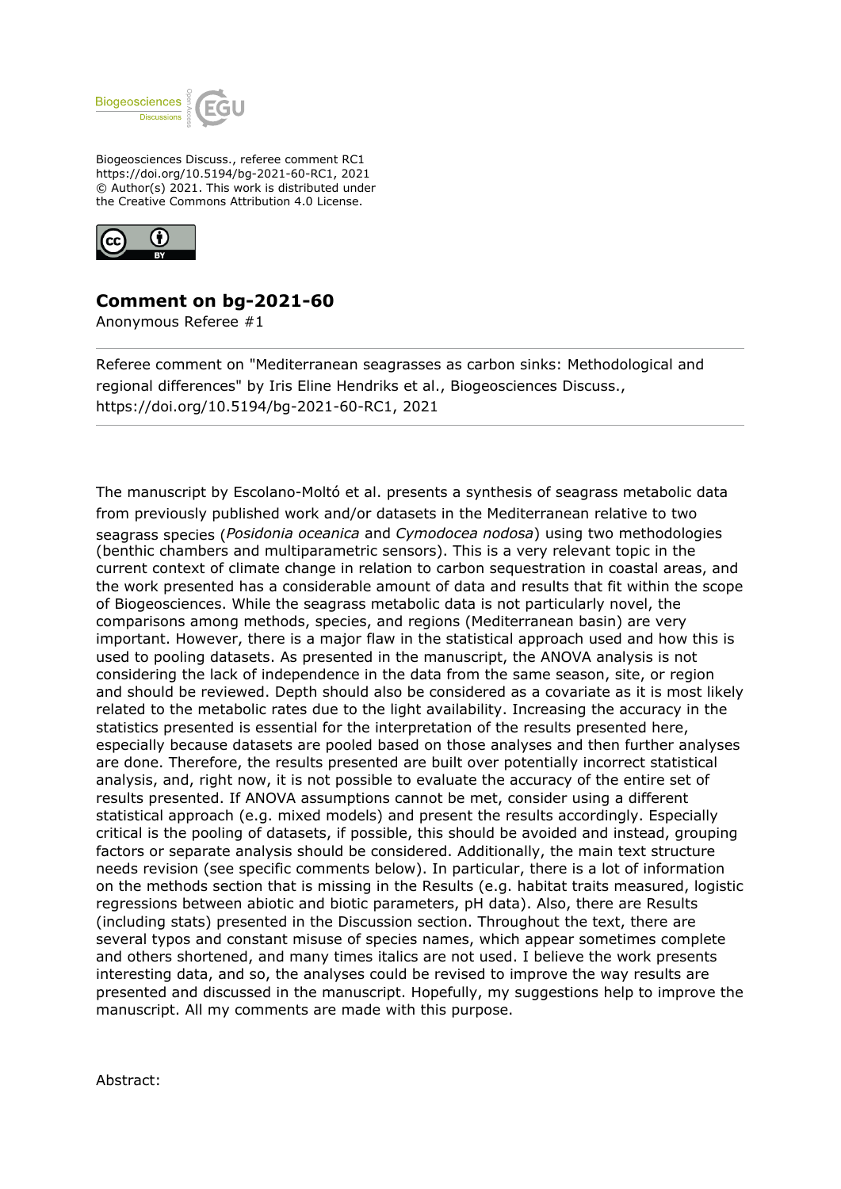Biogeosciences Discuss., referee comment RC1
https://doi.org/10.5194/bg-2021-60-RC1, 2021
© Author(s) 2021. This work is distributed under
the Creative Commons Attribution 4.0 License.

## Comment on bg-2021-60

Anonymous Referee #1

---

Referee comment on "Mediterranean seagrasses as carbon sinks: Methodological and regional differences" by Iris Eline Hendriks et al., Biogeosciences Discuss., https://doi.org/10.5194/bg-2021-60-RC1, 2021

---

The manuscript by Escolano-Moltó et al. presents a synthesis of seagrass metabolic data from previously published work and/or datasets in the Mediterranean relative to two seagrass species (*Posidonia oceanica* and *Cymodocea nodosa*) using two methodologies (benthic chambers and multiparametric sensors). This is a very relevant topic in the current context of climate change in relation to carbon sequestration in coastal areas, and the work presented has a considerable amount of data and results that fit within the scope of Biogeosciences. While the seagrass metabolic data is not particularly novel, the comparisons among methods, species, and regions (Mediterranean basin) are very important. However, there is a major flaw in the statistical approach used and how this is used to pooling datasets. As presented in the manuscript, the ANOVA analysis is not considering the lack of independence in the data from the same season, site, or region and should be reviewed. Depth should also be considered as a covariate as it is most likely related to the metabolic rates due to the light availability. Increasing the accuracy in the statistics presented is essential for the interpretation of the results presented here, especially because datasets are pooled based on those analyses and then further analyses are done. Therefore, the results presented are built over potentially incorrect statistical analysis, and, right now, it is not possible to evaluate the accuracy of the entire set of results presented. If ANOVA assumptions cannot be met, consider using a different statistical approach (e.g. mixed models) and present the results accordingly. Especially critical is the pooling of datasets, if possible, this should be avoided and instead, grouping factors or separate analysis should be considered. Additionally, the main text structure needs revision (see specific comments below). In particular, there is a lot of information on the methods section that is missing in the Results (e.g. habitat traits measured, logistic regressions between abiotic and biotic parameters, pH data). Also, there are Results (including stats) presented in the Discussion section. Throughout the text, there are several typos and constant misuse of species names, which appear sometimes complete and others shortened, and many times italics are not used. I believe the work presents interesting data, and so, the analyses could be revised to improve the way results are presented and discussed in the manuscript. Hopefully, my suggestions help to improve the manuscript. All my comments are made with this purpose.

Abstract: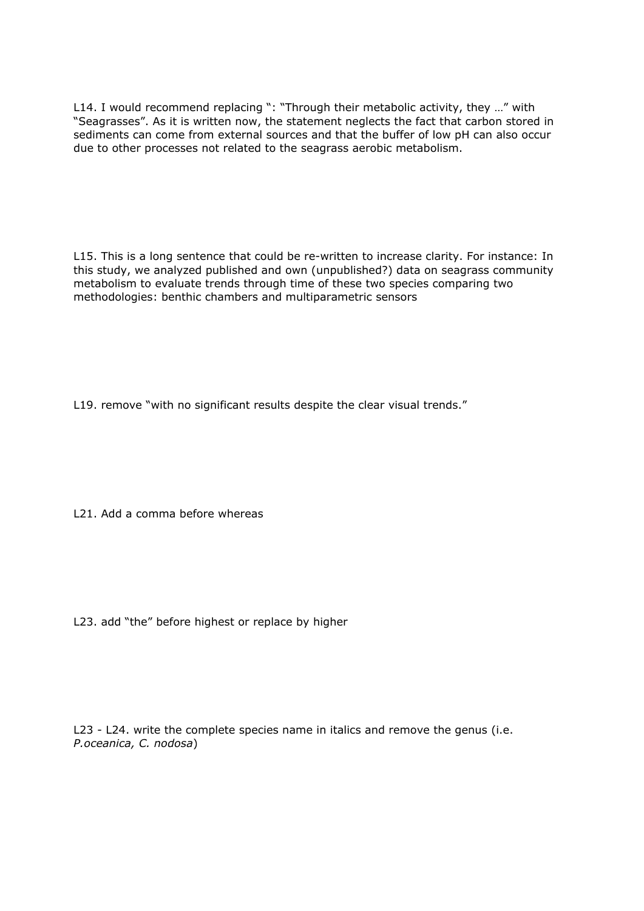L14. I would recommend replacing ": "Through their metabolic activity, they …" with "Seagrasses". As it is written now, the statement neglects the fact that carbon stored in sediments can come from external sources and that the buffer of low pH can also occur due to other processes not related to the seagrass aerobic metabolism.

L15. This is a long sentence that could be re-written to increase clarity. For instance: In this study, we analyzed published and own (unpublished?) data on seagrass community metabolism to evaluate trends through time of these two species comparing two methodologies: benthic chambers and multiparametric sensors

L19. remove "with no significant results despite the clear visual trends."

L21. Add a comma before whereas

L23. add "the" before highest or replace by higher

L23 - L24. write the complete species name in italics and remove the genus (i.e. *P.oceanica, C. nodosa*)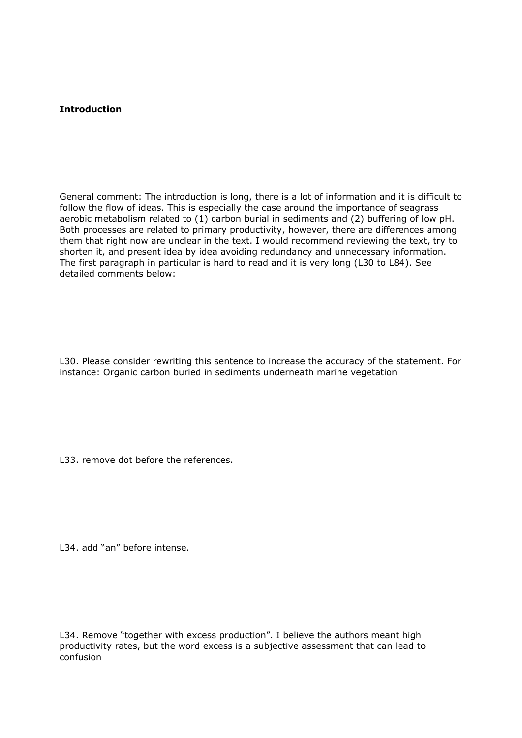**Introduction**

General comment: The introduction is long, there is a lot of information and it is difficult to follow the flow of ideas. This is especially the case around the importance of seagrass aerobic metabolism related to (1) carbon burial in sediments and (2) buffering of low pH. Both processes are related to primary productivity, however, there are differences among them that right now are unclear in the text. I would recommend reviewing the text, try to shorten it, and present idea by idea avoiding redundancy and unnecessary information. The first paragraph in particular is hard to read and it is very long (L30 to L84). See detailed comments below:

L30. Please consider rewriting this sentence to increase the accuracy of the statement. For instance: Organic carbon buried in sediments underneath marine vegetation

L33. remove dot before the references.

L34. add "an" before intense.

L34. Remove "together with excess production". I believe the authors meant high productivity rates, but the word excess is a subjective assessment that can lead to confusion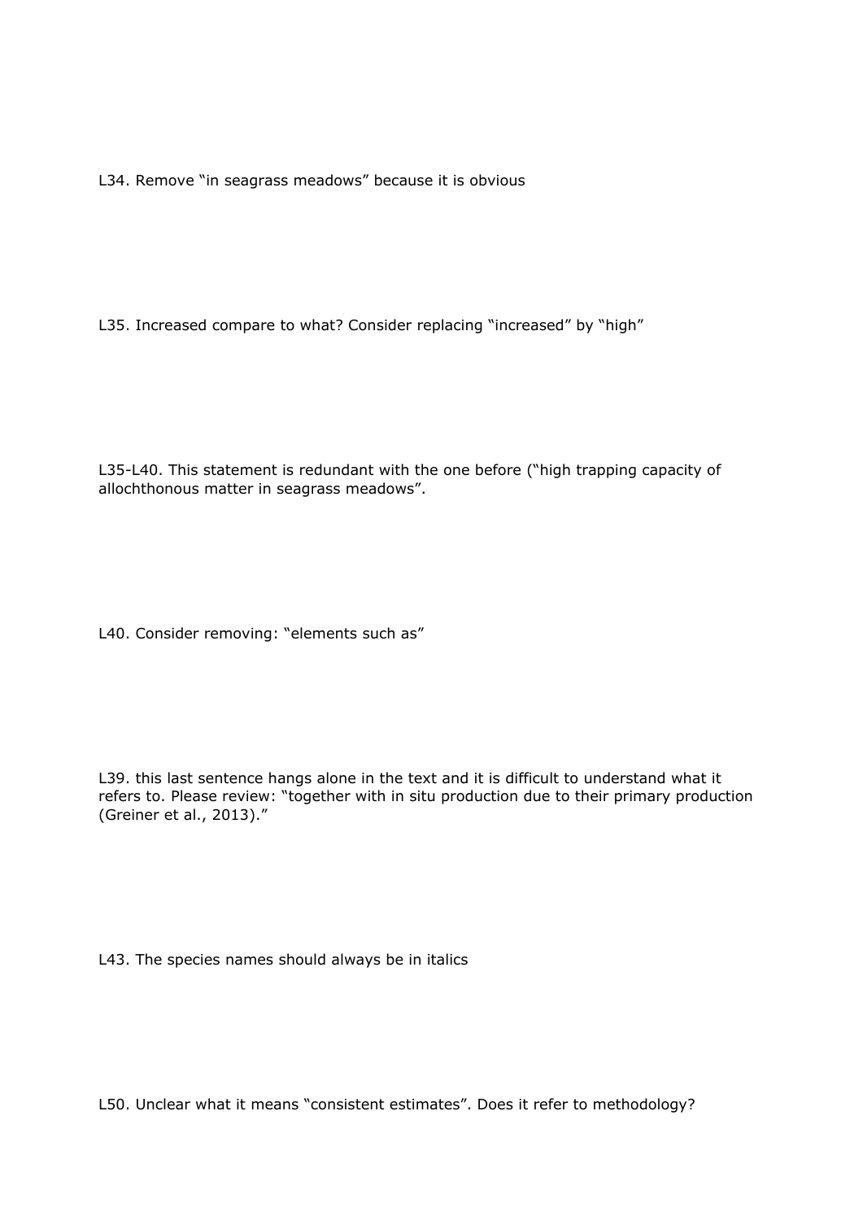L34. Remove "in seagrass meadows" because it is obvious

L35. Increased compare to what? Consider replacing "increased" by "high"

L35-L40. This statement is redundant with the one before ("high trapping capacity of allochthonous matter in seagrass meadows".

L40. Consider removing: "elements such as"

L39. this last sentence hangs alone in the text and it is difficult to understand what it refers to. Please review: "together with in situ production due to their primary production (Greiner et al., 2013)."

L43. The species names should always be in italics

L50. Unclear what it means "consistent estimates". Does it refer to methodology?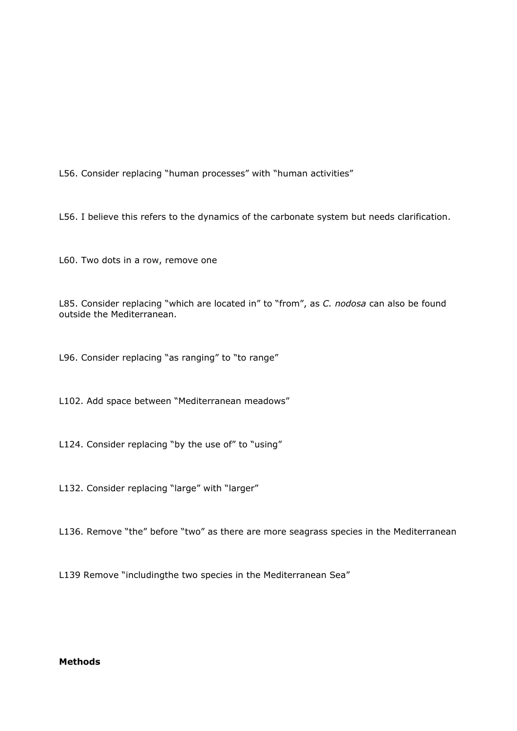L56. Consider replacing "human processes" with "human activities"

L56. I believe this refers to the dynamics of the carbonate system but needs clarification.

L60. Two dots in a row, remove one

L85. Consider replacing "which are located in" to "from", as *C. nodosa* can also be found outside the Mediterranean.

L96. Consider replacing "as ranging" to "to range"

L102. Add space between "Mediterranean meadows"

L124. Consider replacing "by the use of" to "using"

L132. Consider replacing "large" with "larger"

L136. Remove "the" before "two" as there are more seagrass species in the Mediterranean

L139 Remove "includingthe two species in the Mediterranean Sea"

**Methods**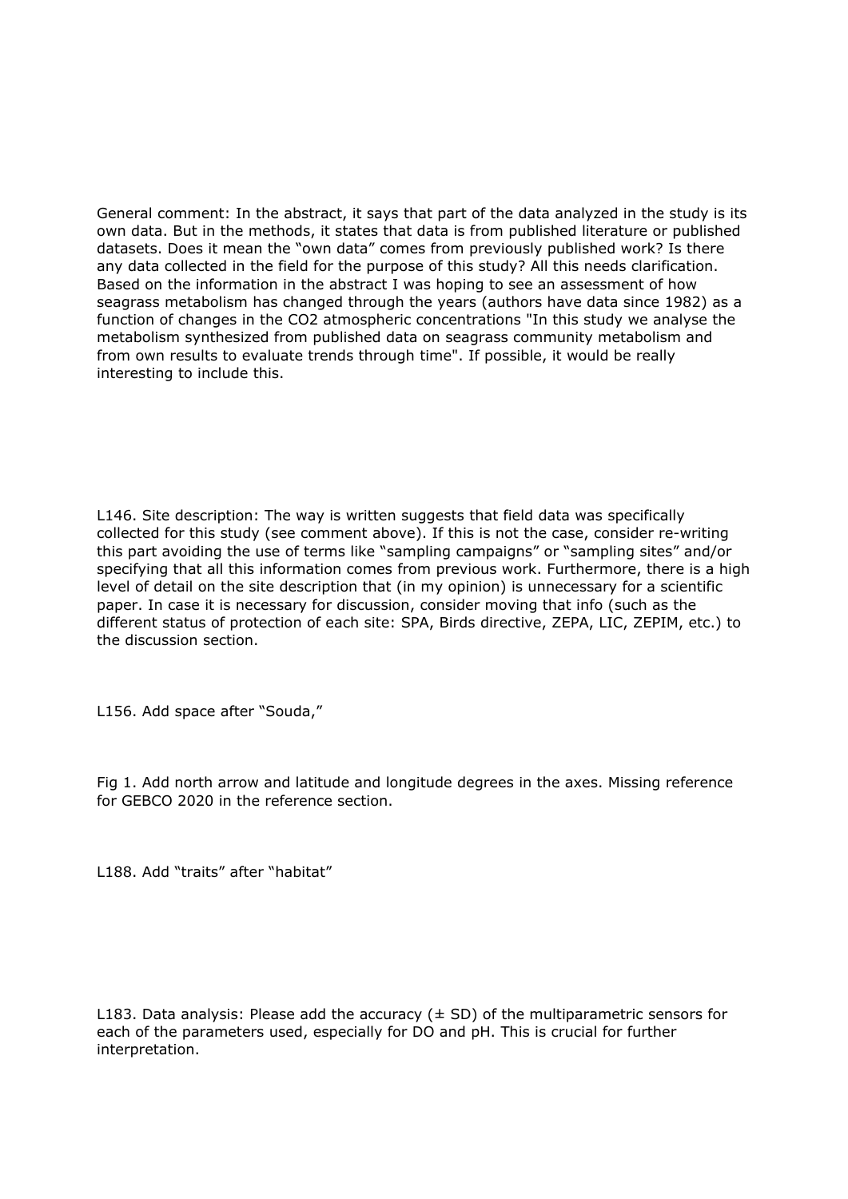General comment: In the abstract, it says that part of the data analyzed in the study is its own data. But in the methods, it states that data is from published literature or published datasets. Does it mean the "own data" comes from previously published work? Is there any data collected in the field for the purpose of this study? All this needs clarification. Based on the information in the abstract I was hoping to see an assessment of how seagrass metabolism has changed through the years (authors have data since 1982) as a function of changes in the $CO_2$ atmospheric concentrations "In this study we analyse the metabolism synthesized from published data on seagrass community metabolism and from own results to evaluate trends through time". If possible, it would be really interesting to include this.

L146. Site description: The way is written suggests that field data was specifically collected for this study (see comment above). If this is not the case, consider re-writing this part avoiding the use of terms like "sampling campaigns" or "sampling sites" and/or specifying that all this information comes from previous work. Furthermore, there is a high level of detail on the site description that (in my opinion) is unnecessary for a scientific paper. In case it is necessary for discussion, consider moving that info (such as the different status of protection of each site: SPA, Birds directive, ZEPA, LIC, ZEPIM, etc.) to the discussion section.

L156. Add space after "Souda,"

Fig 1. Add north arrow and latitude and longitude degrees in the axes. Missing reference for GEBCO 2020 in the reference section.

L188. Add "traits" after "habitat"

L183. Data analysis: Please add the accuracy (± SD) of the multiparametric sensors for each of the parameters used, especially for DO and pH. This is crucial for further interpretation.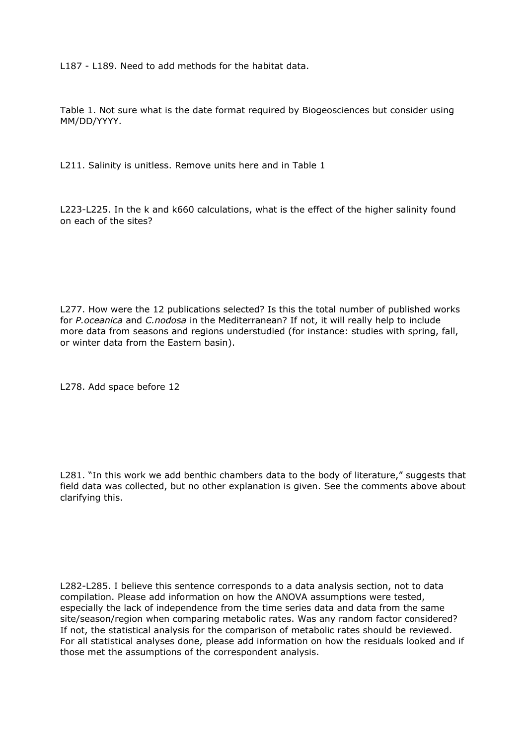L187 - L189. Need to add methods for the habitat data.

Table 1. Not sure what is the date format required by Biogeosciences but consider using MM/DD/YYYY.

L211. Salinity is unitless. Remove units here and in Table 1

L223-L225. In the k and k660 calculations, what is the effect of the higher salinity found on each of the sites?

L277. How were the 12 publications selected? Is this the total number of published works for *P.oceanica* and *C.nodosa* in the Mediterranean? If not, it will really help to include more data from seasons and regions understudied (for instance: studies with spring, fall, or winter data from the Eastern basin).

L278. Add space before 12

L281. "In this work we add benthic chambers data to the body of literature," suggests that field data was collected, but no other explanation is given. See the comments above about clarifying this.

L282-L285. I believe this sentence corresponds to a data analysis section, not to data compilation. Please add information on how the ANOVA assumptions were tested, especially the lack of independence from the time series data and data from the same site/season/region when comparing metabolic rates. Was any random factor considered? If not, the statistical analysis for the comparison of metabolic rates should be reviewed. For all statistical analyses done, please add information on how the residuals looked and if those met the assumptions of the correspondent analysis.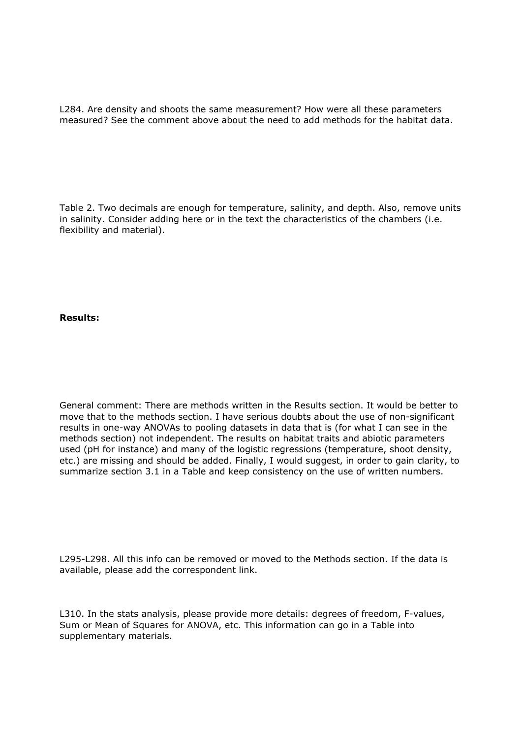L284. Are density and shoots the same measurement? How were all these parameters measured? See the comment above about the need to add methods for the habitat data.

Table 2. Two decimals are enough for temperature, salinity, and depth. Also, remove units in salinity. Consider adding here or in the text the characteristics of the chambers (i.e. flexibility and material).

**Results:**

General comment: There are methods written in the Results section. It would be better to move that to the methods section. I have serious doubts about the use of non-significant results in one-way ANOVAs to pooling datasets in data that is (for what I can see in the methods section) not independent. The results on habitat traits and abiotic parameters used (pH for instance) and many of the logistic regressions (temperature, shoot density, etc.) are missing and should be added. Finally, I would suggest, in order to gain clarity, to summarize section 3.1 in a Table and keep consistency on the use of written numbers.

L295-L298. All this info can be removed or moved to the Methods section. If the data is available, please add the correspondent link.

L310. In the stats analysis, please provide more details: degrees of freedom, F-values, Sum or Mean of Squares for ANOVA, etc. This information can go in a Table into supplementary materials.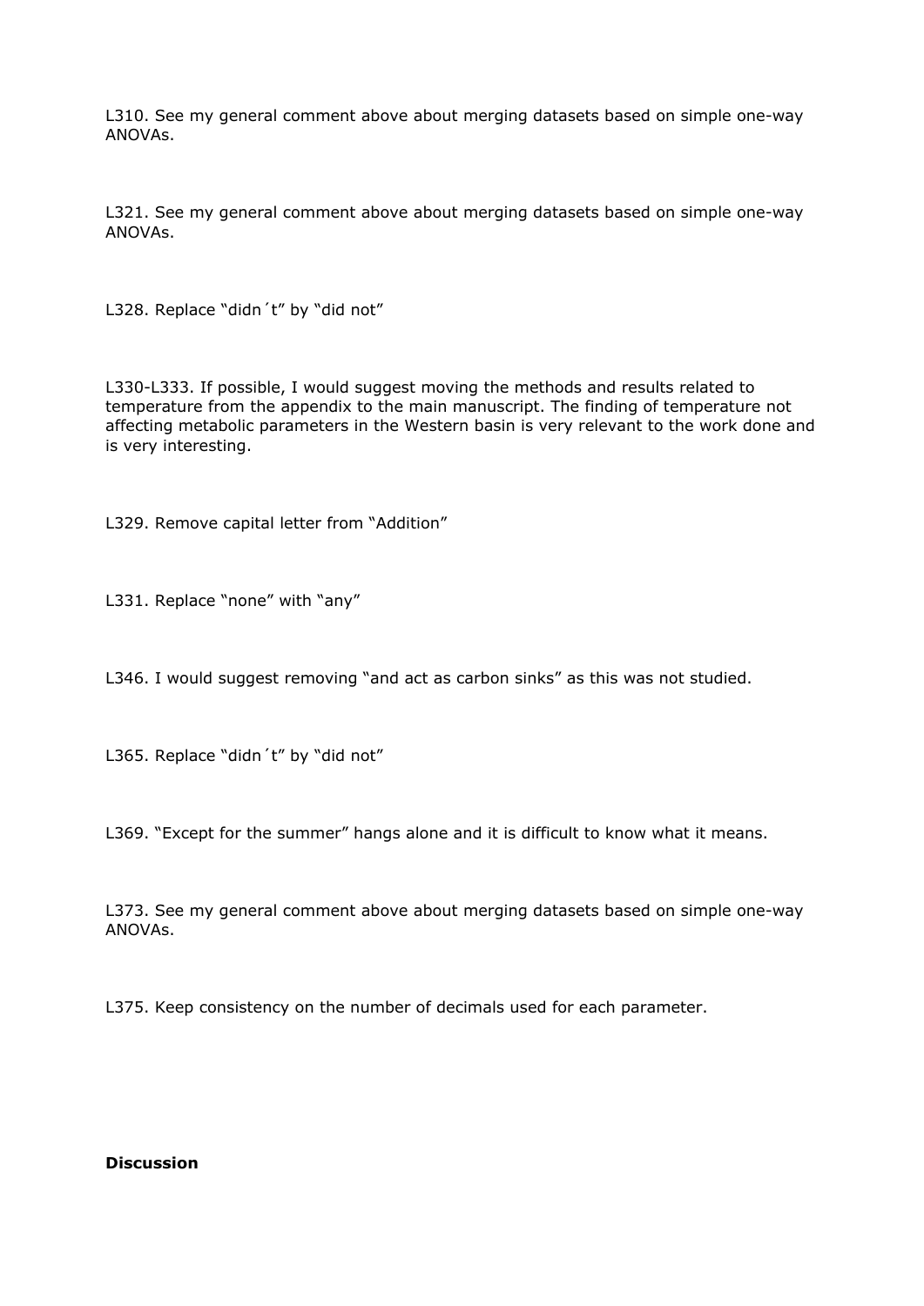L310. See my general comment above about merging datasets based on simple one-way ANOVAs.

L321. See my general comment above about merging datasets based on simple one-way ANOVAs.

L328. Replace "didn´t" by "did not"

L330-L333. If possible, I would suggest moving the methods and results related to temperature from the appendix to the main manuscript. The finding of temperature not affecting metabolic parameters in the Western basin is very relevant to the work done and is very interesting.

L329. Remove capital letter from "Addition"

L331. Replace "none" with "any"

L346. I would suggest removing "and act as carbon sinks" as this was not studied.

L365. Replace "didn´t" by "did not"

L369. "Except for the summer" hangs alone and it is difficult to know what it means.

L373. See my general comment above about merging datasets based on simple one-way ANOVAs.

L375. Keep consistency on the number of decimals used for each parameter.

**Discussion**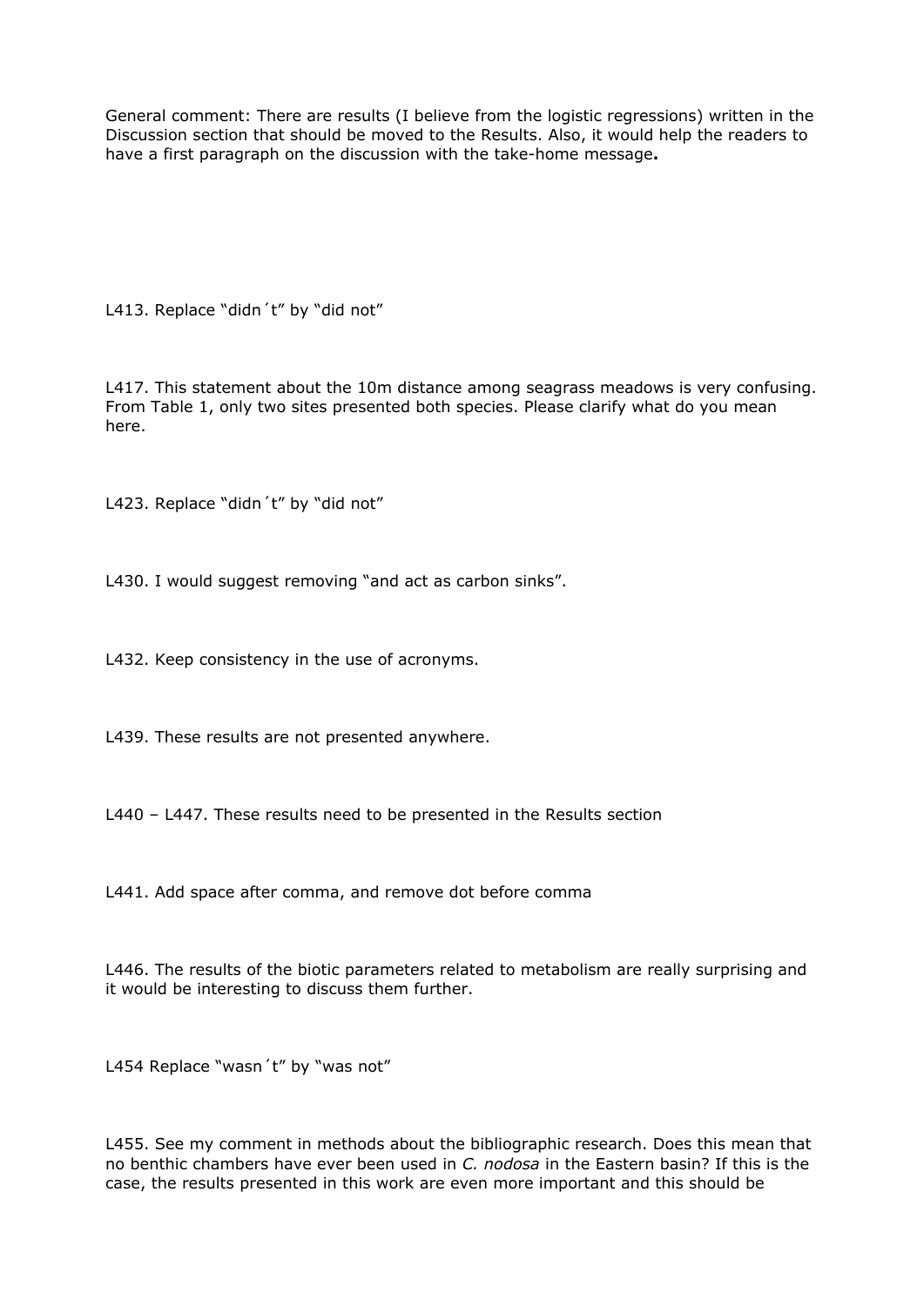General comment: There are results (I believe from the logistic regressions) written in the Discussion section that should be moved to the Results. Also, it would help the readers to have a first paragraph on the discussion with the take-home message**.**

L413. Replace "didn´t" by "did not"

L417. This statement about the 10m distance among seagrass meadows is very confusing. From Table 1, only two sites presented both species. Please clarify what do you mean here.

L423. Replace "didn´t" by "did not"

L430. I would suggest removing "and act as carbon sinks".

L432. Keep consistency in the use of acronyms.

L439. These results are not presented anywhere.

L440 – L447. These results need to be presented in the Results section

L441. Add space after comma, and remove dot before comma

L446. The results of the biotic parameters related to metabolism are really surprising and it would be interesting to discuss them further.

L454 Replace "wasn´t" by "was not"

L455. See my comment in methods about the bibliographic research. Does this mean that no benthic chambers have ever been used in *C. nodosa* in the Eastern basin? If this is the case, the results presented in this work are even more important and this should be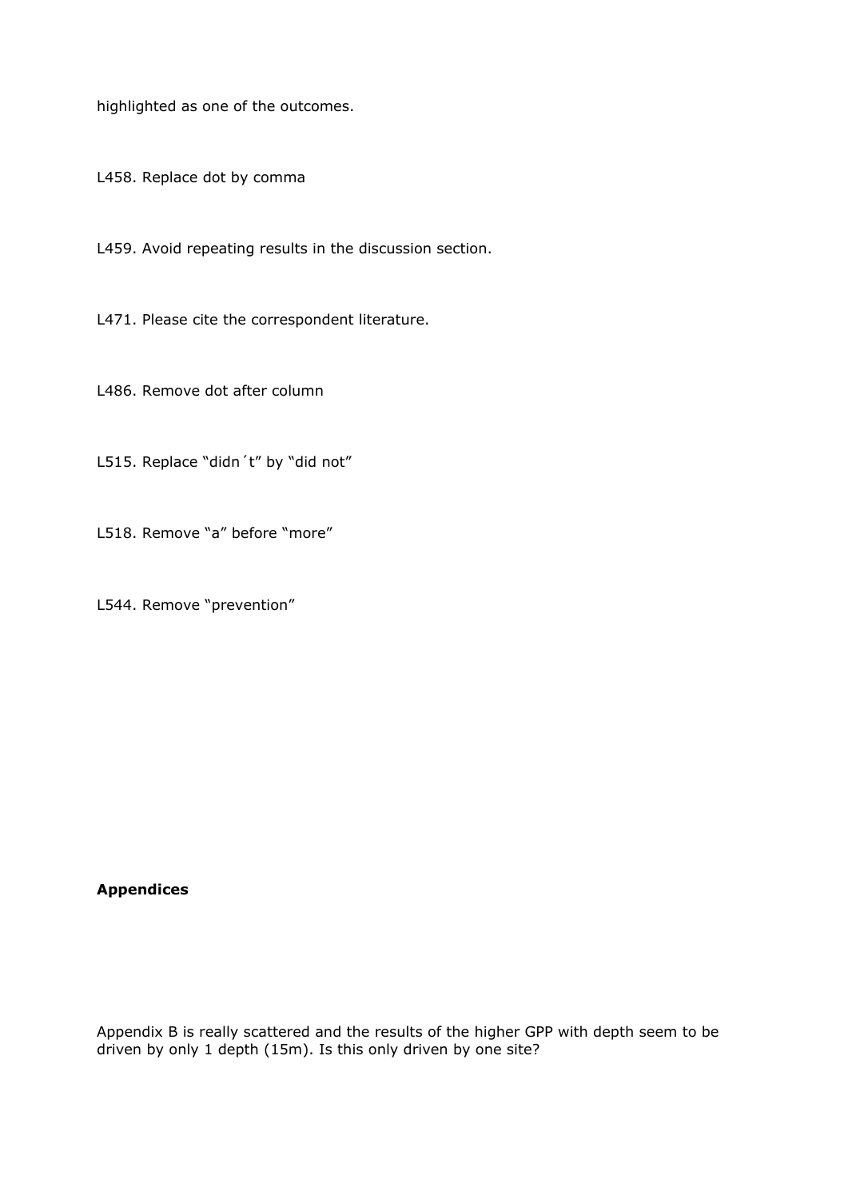highlighted as one of the outcomes.

L458. Replace dot by comma

L459. Avoid repeating results in the discussion section.

L471. Please cite the correspondent literature.

L486. Remove dot after column

L515. Replace "didn´t" by "did not"

L518. Remove "a" before "more"

L544. Remove "prevention"

**Appendices**

Appendix B is really scattered and the results of the higher GPP with depth seem to be driven by only 1 depth (15m). Is this only driven by one site?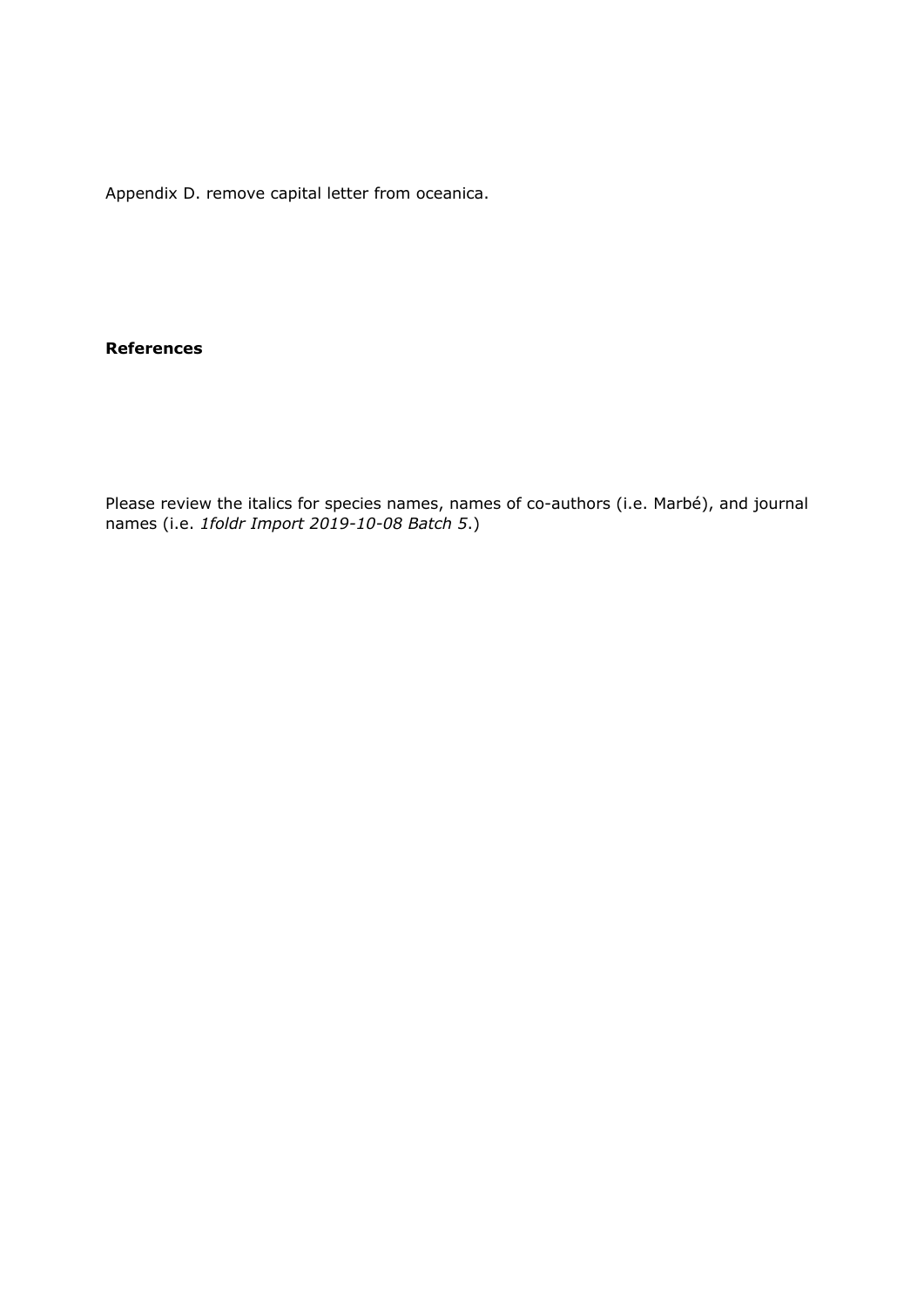Appendix D. remove capital letter from oceanica.

**References**

Please review the italics for species names, names of co-authors (i.e. Marbé), and journal names (i.e. *1foldr Import 2019-10-08 Batch 5*.)